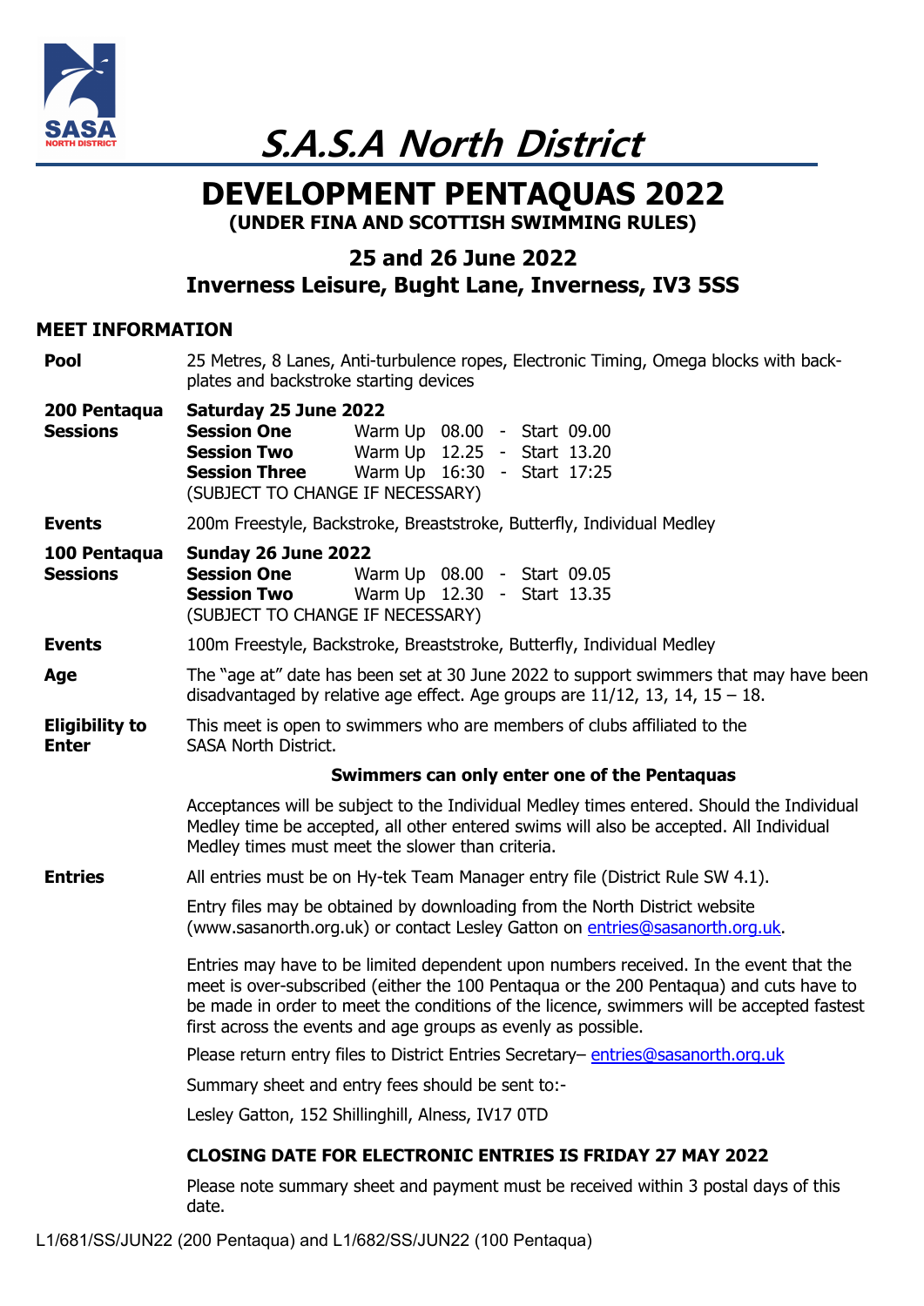# S.A.S.A North District

## DEVELOPMENT PENTAQUAS 2022

**(UNDER FINA AND SCOTTISH SWIMMING RULES)**

### 25 and 26 June 2022

### Inverness Leisure, Bught Lane, Inverness, IV3 5SS

## MEET INFORMATION

**Pool**

25 Metres, 8 Lanes, Anti-turbulence ropes, Electronic Timing, Omega blocks with back-plates and backstroke starting devices

**200 Pentaqua Sessions**

**Saturday 25 June 2022**

| | | |
|---|---|---|
| **Session One** | Warm Up 08.00 | - Start 09.00 |
| **Session Two** | Warm Up 12.25 | - Start 13.20 |
| **Session Three** | Warm Up 16:30 | - Start 17:25 |

(SUBJECT TO CHANGE IF NECESSARY)

**Events**

200m Freestyle, Backstroke, Breaststroke, Butterfly, Individual Medley

**100 Pentaqua Sessions**

**Sunday 26 June 2022**

| | | |
|---|---|---|
| **Session One** | Warm Up 08.00 | - Start 09.05 |
| **Session Two** | Warm Up 12.30 | - Start 13.35 |

(SUBJECT TO CHANGE IF NECESSARY)

**Events**

100m Freestyle, Backstroke, Breaststroke, Butterfly, Individual Medley

**Age**

The "age at" date has been set at 30 June 2022 to support swimmers that may have been disadvantaged by relative age effect. Age groups are 11/12, 13, 14, 15 – 18.

**Eligibility to Enter**

This meet is open to swimmers who are members of clubs affiliated to the SASA North District.

**Swimmers can only enter one of the Pentaquas**

Acceptances will be subject to the Individual Medley times entered. Should the Individual Medley time be accepted, all other entered swims will also be accepted. All Individual Medley times must meet the slower than criteria.

**Entries**

All entries must be on Hy-tek Team Manager entry file (District Rule SW 4.1).

Entry files may be obtained by downloading from the North District website (www.sasanorth.org.uk) or contact Lesley Gatton on entries@sasanorth.org.uk.

Entries may have to be limited dependent upon numbers received. In the event that the meet is over-subscribed (either the 100 Pentaqua or the 200 Pentaqua) and cuts have to be made in order to meet the conditions of the licence, swimmers will be accepted fastest first across the events and age groups as evenly as possible.

Please return entry files to District Entries Secretary– entries@sasanorth.org.uk

Summary sheet and entry fees should be sent to:-

Lesley Gatton, 152 Shillinghill, Alness, IV17 0TD

**CLOSING DATE FOR ELECTRONIC ENTRIES IS FRIDAY 27 MAY 2022**

Please note summary sheet and payment must be received within 3 postal days of this date.

L1/681/SS/JUN22 (200 Pentaqua) and L1/682/SS/JUN22 (100 Pentaqua)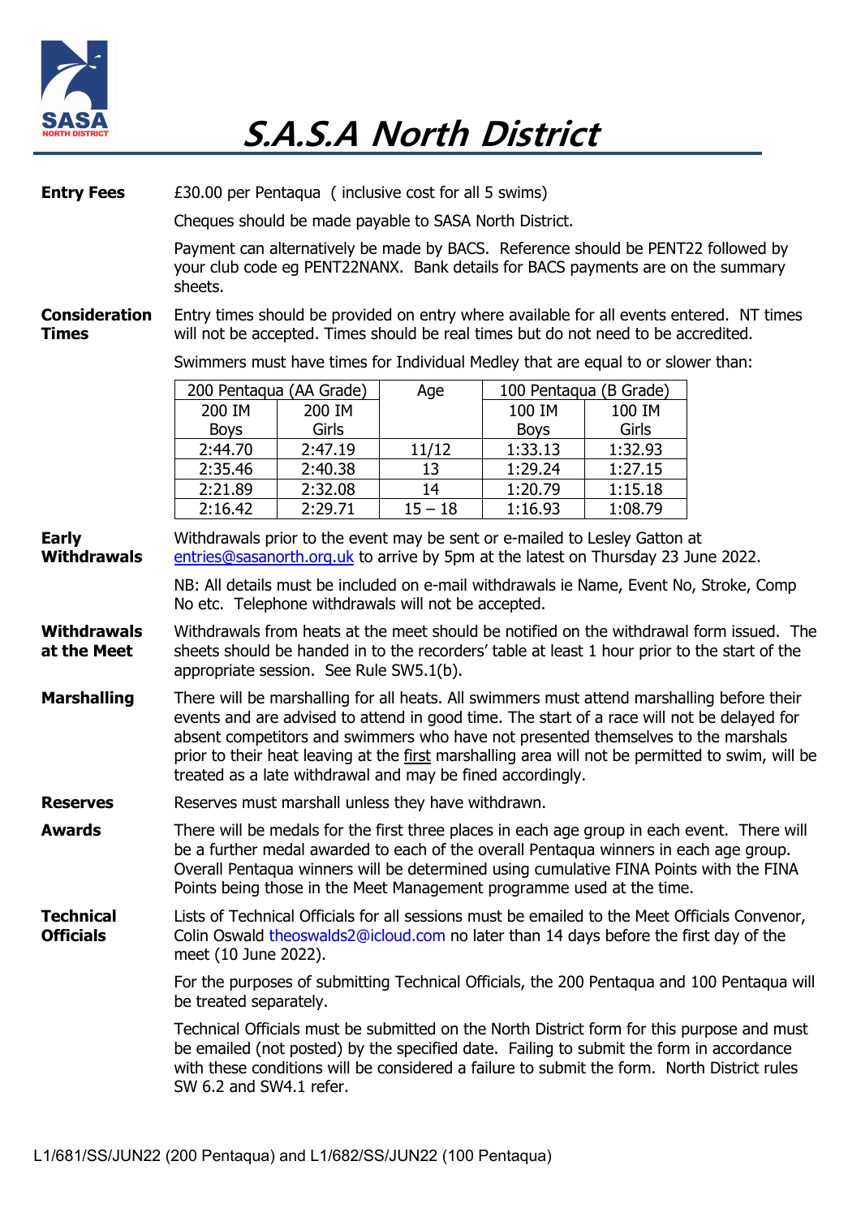# S.A.S.A North District

**Entry Fees**

£30.00 per Pentaqua ( inclusive cost for all 5 swims)

Cheques should be made payable to SASA North District.

Payment can alternatively be made by BACS. Reference should be PENT22 followed by your club code eg PENT22NANX. Bank details for BACS payments are on the summary sheets.

**Consideration Times**

Entry times should be provided on entry where available for all events entered. NT times will not be accepted. Times should be real times but do not need to be accredited.

Swimmers must have times for Individual Medley that are equal to or slower than:

| 200 Pentaqua (AA Grade) | | Age | 100 Pentaqua (B Grade) | |
|---|---|---|---|---|
| 200 IM Boys | 200 IM Girls | | 100 IM Boys | 100 IM Girls |
| 2:44.70 | 2:47.19 | 11/12 | 1:33.13 | 1:32.93 |
| 2:35.46 | 2:40.38 | 13 | 1:29.24 | 1:27.15 |
| 2:21.89 | 2:32.08 | 14 | 1:20.79 | 1:15.18 |
| 2:16.42 | 2:29.71 | 15 – 18 | 1:16.93 | 1:08.79 |

**Early Withdrawals**

Withdrawals prior to the event may be sent or e-mailed to Lesley Gatton at entries@sasanorth.org.uk to arrive by 5pm at the latest on Thursday 23 June 2022.

NB: All details must be included on e-mail withdrawals ie Name, Event No, Stroke, Comp No etc. Telephone withdrawals will not be accepted.

**Withdrawals at the Meet**

Withdrawals from heats at the meet should be notified on the withdrawal form issued. The sheets should be handed in to the recorders' table at least 1 hour prior to the start of the appropriate session. See Rule SW5.1(b).

**Marshalling**

There will be marshalling for all heats. All swimmers must attend marshalling before their events and are advised to attend in good time. The start of a race will not be delayed for absent competitors and swimmers who have not presented themselves to the marshals prior to their heat leaving at the first marshalling area will not be permitted to swim, will be treated as a late withdrawal and may be fined accordingly.

**Reserves**

Reserves must marshall unless they have withdrawn.

**Awards**

There will be medals for the first three places in each age group in each event. There will be a further medal awarded to each of the overall Pentaqua winners in each age group. Overall Pentaqua winners will be determined using cumulative FINA Points with the FINA Points being those in the Meet Management programme used at the time.

**Technical Officials**

Lists of Technical Officials for all sessions must be emailed to the Meet Officials Convenor, Colin Oswald theoswalds2@icloud.com no later than 14 days before the first day of the meet (10 June 2022).

For the purposes of submitting Technical Officials, the 200 Pentaqua and 100 Pentaqua will be treated separately.

Technical Officials must be submitted on the North District form for this purpose and must be emailed (not posted) by the specified date. Failing to submit the form in accordance with these conditions will be considered a failure to submit the form. North District rules SW 6.2 and SW4.1 refer.

L1/681/SS/JUN22 (200 Pentaqua) and L1/682/SS/JUN22 (100 Pentaqua)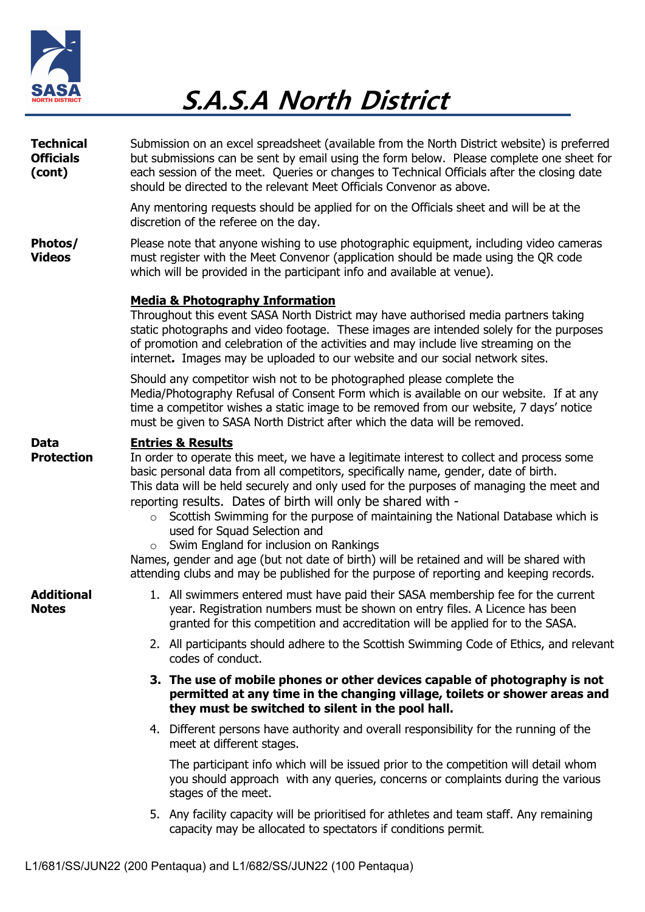# S.A.S.A North District

**Technical Officials (cont)**

Submission on an excel spreadsheet (available from the North District website) is preferred but submissions can be sent by email using the form below. Please complete one sheet for each session of the meet. Queries or changes to Technical Officials after the closing date should be directed to the relevant Meet Officials Convenor as above.

Any mentoring requests should be applied for on the Officials sheet and will be at the discretion of the referee on the day.

**Photos/ Videos**

Please note that anyone wishing to use photographic equipment, including video cameras must register with the Meet Convenor (application should be made using the QR code which will be provided in the participant info and available at venue).

**Media & Photography Information**

Throughout this event SASA North District may have authorised media partners taking static photographs and video footage. These images are intended solely for the purposes of promotion and celebration of the activities and may include live streaming on the internet**.** Images may be uploaded to our website and our social network sites.

Should any competitor wish not to be photographed please complete the Media/Photography Refusal of Consent Form which is available on our website. If at any time a competitor wishes a static image to be removed from our website, 7 days' notice must be given to SASA North District after which the data will be removed.

**Data Protection**

**Entries & Results**

In order to operate this meet, we have a legitimate interest to collect and process some basic personal data from all competitors, specifically name, gender, date of birth. This data will be held securely and only used for the purposes of managing the meet and reporting results. Dates of birth will only be shared with -

- Scottish Swimming for the purpose of maintaining the National Database which is used for Squad Selection and
- Swim England for inclusion on Rankings

Names, gender and age (but not date of birth) will be retained and will be shared with attending clubs and may be published for the purpose of reporting and keeping records.

**Additional Notes**

1. All swimmers entered must have paid their SASA membership fee for the current year. Registration numbers must be shown on entry files. A Licence has been granted for this competition and accreditation will be applied for to the SASA.
2. All participants should adhere to the Scottish Swimming Code of Ethics, and relevant codes of conduct.
3. **The use of mobile phones or other devices capable of photography is not permitted at any time in the changing village, toilets or shower areas and they must be switched to silent in the pool hall.**
4. Different persons have authority and overall responsibility for the running of the meet at different stages.

   The participant info which will be issued prior to the competition will detail whom you should approach with any queries, concerns or complaints during the various stages of the meet.
5. Any facility capacity will be prioritised for athletes and team staff. Any remaining capacity may be allocated to spectators if conditions permit.

L1/681/SS/JUN22 (200 Pentaqua) and L1/682/SS/JUN22 (100 Pentaqua)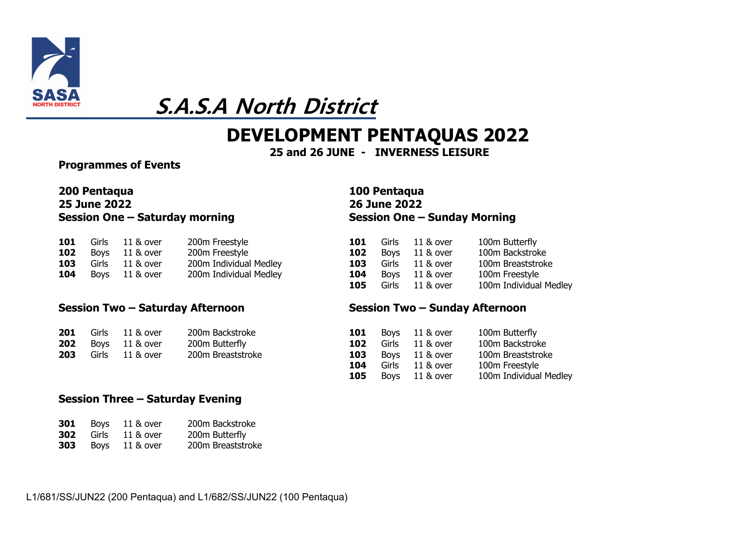SASA NORTH DISTRICT

# S.A.S.A North District

## DEVELOPMENT PENTAQUAS 2022

**25 and 26 JUNE - INVERNESS LEISURE**

**Programmes of Events**

### 200 Pentaqua
### 25 June 2022
### Session One – Saturday morning

| | | | |
|---|---|---|---|
| **101** | Girls | 11 & over | 200m Freestyle |
| **102** | Boys | 11 & over | 200m Freestyle |
| **103** | Girls | 11 & over | 200m Individual Medley |
| **104** | Boys | 11 & over | 200m Individual Medley |

### Session Two – Saturday Afternoon

| | | | |
|---|---|---|---|
| **201** | Girls | 11 & over | 200m Backstroke |
| **202** | Boys | 11 & over | 200m Butterfly |
| **203** | Girls | 11 & over | 200m Breaststroke |

### Session Three – Saturday Evening

| | | | |
|---|---|---|---|
| **301** | Boys | 11 & over | 200m Backstroke |
| **302** | Girls | 11 & over | 200m Butterfly |
| **303** | Boys | 11 & over | 200m Breaststroke |

### 100 Pentaqua
### 26 June 2022
### Session One – Sunday Morning

| | | | |
|---|---|---|---|
| **101** | Girls | 11 & over | 100m Butterfly |
| **102** | Boys | 11 & over | 100m Backstroke |
| **103** | Girls | 11 & over | 100m Breaststroke |
| **104** | Boys | 11 & over | 100m Freestyle |
| **105** | Girls | 11 & over | 100m Individual Medley |

### Session Two – Sunday Afternoon

| | | | |
|---|---|---|---|
| **101** | Boys | 11 & over | 100m Butterfly |
| **102** | Girls | 11 & over | 100m Backstroke |
| **103** | Boys | 11 & over | 100m Breaststroke |
| **104** | Girls | 11 & over | 100m Freestyle |
| **105** | Boys | 11 & over | 100m Individual Medley |

L1/681/SS/JUN22 (200 Pentaqua) and L1/682/SS/JUN22 (100 Pentaqua)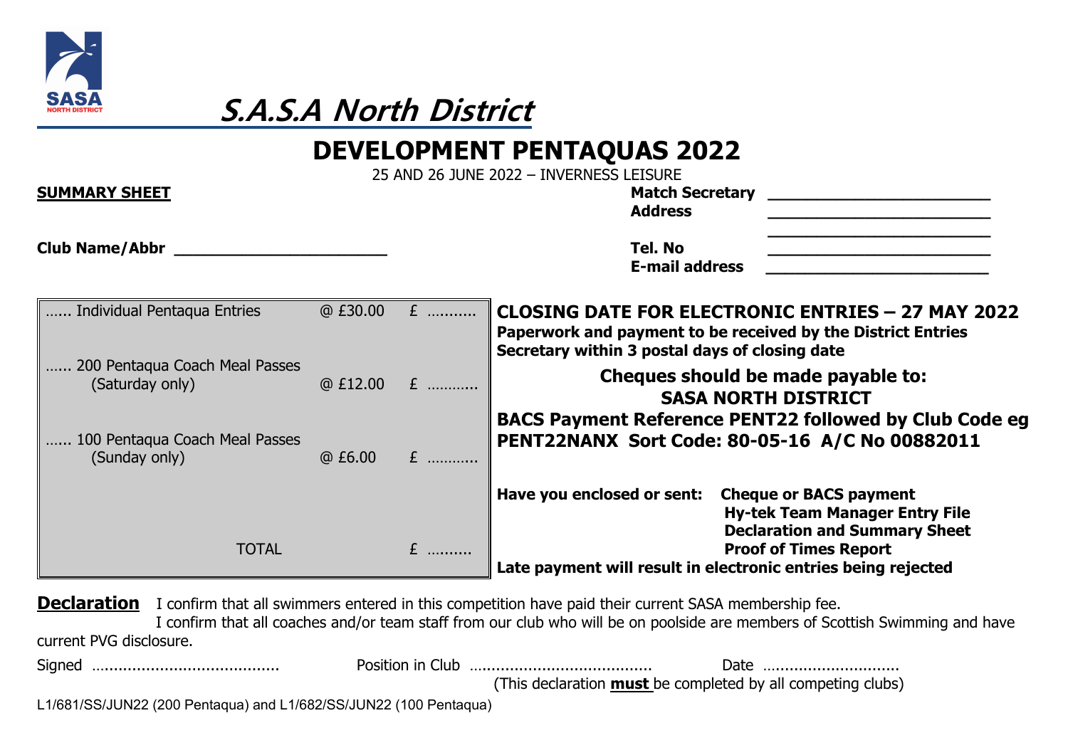# S.A.S.A North District

## DEVELOPMENT PENTAQUAS 2022

25 AND 26 JUNE 2022 – INVERNESS LEISURE

**SUMMARY SHEET**

**Match Secretary** ________________________

**Address** ________________________

________________________

**Tel. No** ________________________

**E-mail address** ________________________

**Club Name/Abbr** ______________________

| | | |
|---|---|---|
| …… Individual Pentaqua Entries | @ £30.00 | £ ……….. |
| …… 200 Pentaqua Coach Meal Passes (Saturday only) | @ £12.00 | £ ……….. |
| …… 100 Pentaqua Coach Meal Passes (Sunday only) | @ £6.00 | £ ……….. |
| TOTAL | | £ ……… |

**CLOSING DATE FOR ELECTRONIC ENTRIES – 27 MAY 2022**

**Paperwork and payment to be received by the District Entries Secretary within 3 postal days of closing date**

**Cheques should be made payable to:**
**SASA NORTH DISTRICT**

**BACS Payment Reference PENT22 followed by Club Code eg PENT22NANX Sort Code: 80-05-16 A/C No 00882011**

**Have you enclosed or sent:** **Cheque or BACS payment**
**Hy-tek Team Manager Entry File**
**Declaration and Summary Sheet**
**Proof of Times Report**

**Late payment will result in electronic entries being rejected**

**Declaration** I confirm that all swimmers entered in this competition have paid their current SASA membership fee.
I confirm that all coaches and/or team staff from our club who will be on poolside are members of Scottish Swimming and have current PVG disclosure.

Signed …………………………………… Position in Club ………………………………… Date ………………………..

(This declaration **must** be completed by all competing clubs)

L1/681/SS/JUN22 (200 Pentaqua) and L1/682/SS/JUN22 (100 Pentaqua)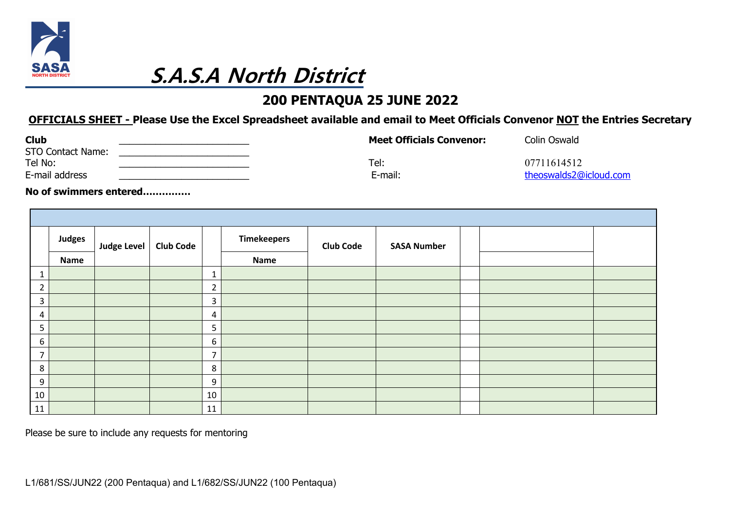# S.A.S.A North District

## 200 PENTAQUA 25 JUNE 2022

**OFFICIALS SHEET - Please Use the Excel Spreadsheet available and email to Meet Officials Convenor NOT the Entries Secretary**

**Club** ________________________

STO Contact Name: ________________________

Tel No: ________________________

E-mail address ________________________

**Meet Officials Convenor:** Colin Oswald

Tel: 07711614512

E-mail: theoswalds2@icloud.com

**No of swimmers entered..............**

| | Judges | Judge Level | Club Code | | Timekeepers | Club Code | SASA Number | | | |
|---|---|---|---|---|---|---|---|---|---|---|
| | Name | | | | Name | | | | | |
| 1 | | | | 1 | | | | | | |
| 2 | | | | 2 | | | | | | |
| 3 | | | | 3 | | | | | | |
| 4 | | | | 4 | | | | | | |
| 5 | | | | 5 | | | | | | |
| 6 | | | | 6 | | | | | | |
| 7 | | | | 7 | | | | | | |
| 8 | | | | 8 | | | | | | |
| 9 | | | | 9 | | | | | | |
| 10 | | | | 10 | | | | | | |
| 11 | | | | 11 | | | | | | |

Please be sure to include any requests for mentoring

L1/681/SS/JUN22 (200 Pentaqua) and L1/682/SS/JUN22 (100 Pentaqua)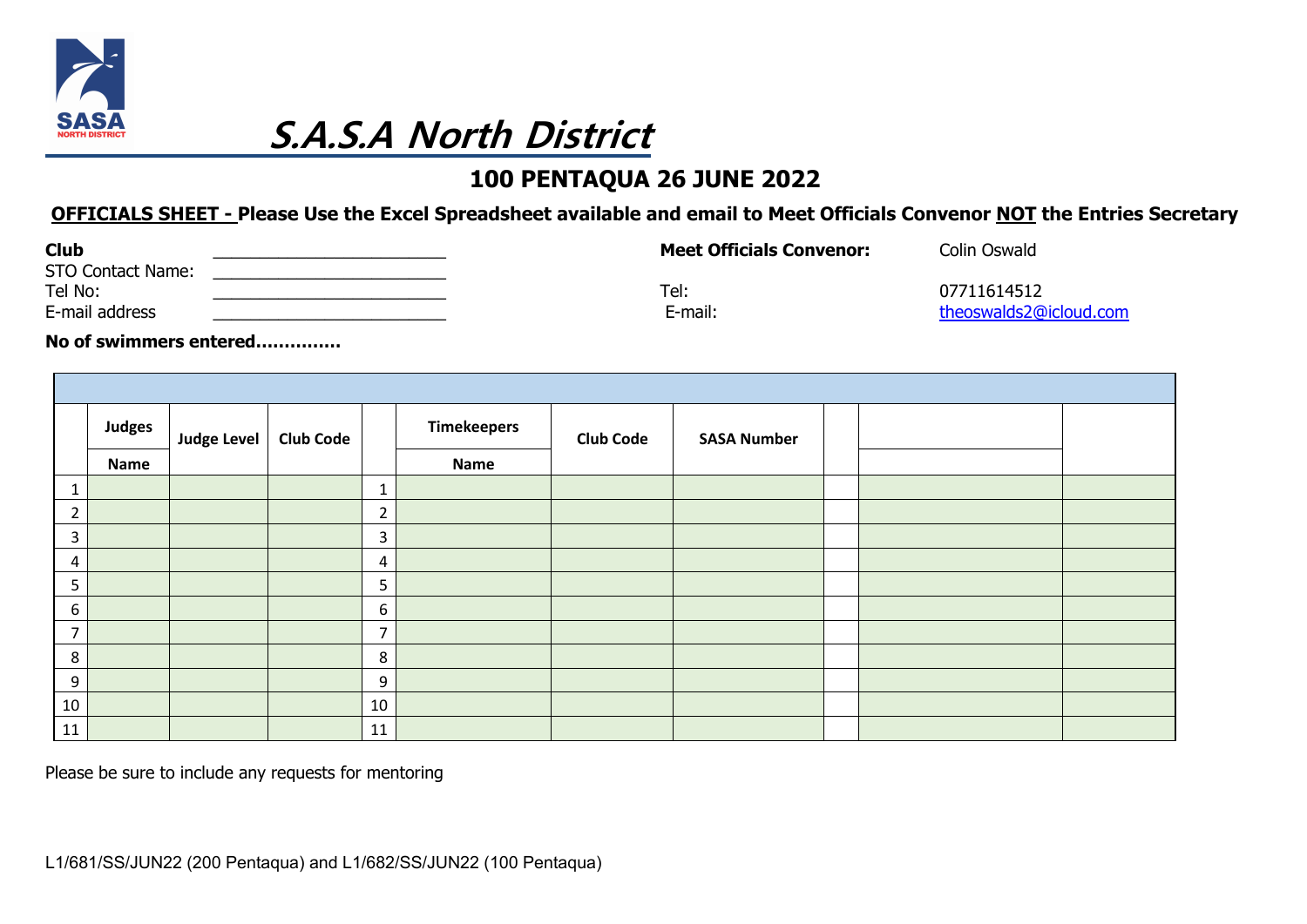# S.A.S.A North District

## 100 PENTAQUA 26 JUNE 2022

**OFFICIALS SHEET - Please Use the Excel Spreadsheet available and email to Meet Officials Convenor NOT the Entries Secretary**

**Club** ________________________

STO Contact Name: ________________________

Tel No: ________________________

E-mail address ________________________

**Meet Officials Convenor:** Colin Oswald

Tel: 07711614512

E-mail: theoswalds2@icloud.com

**No of swimmers entered..............**

| | Judges Name | Judge Level | Club Code | | Timekeepers Name | Club Code | SASA Number | | | |
|---|---|---|---|---|---|---|---|---|---|---|
| 1 | | | | 1 | | | | | | |
| 2 | | | | 2 | | | | | | |
| 3 | | | | 3 | | | | | | |
| 4 | | | | 4 | | | | | | |
| 5 | | | | 5 | | | | | | |
| 6 | | | | 6 | | | | | | |
| 7 | | | | 7 | | | | | | |
| 8 | | | | 8 | | | | | | |
| 9 | | | | 9 | | | | | | |
| 10 | | | | 10 | | | | | | |
| 11 | | | | 11 | | | | | | |

Please be sure to include any requests for mentoring

L1/681/SS/JUN22 (200 Pentaqua) and L1/682/SS/JUN22 (100 Pentaqua)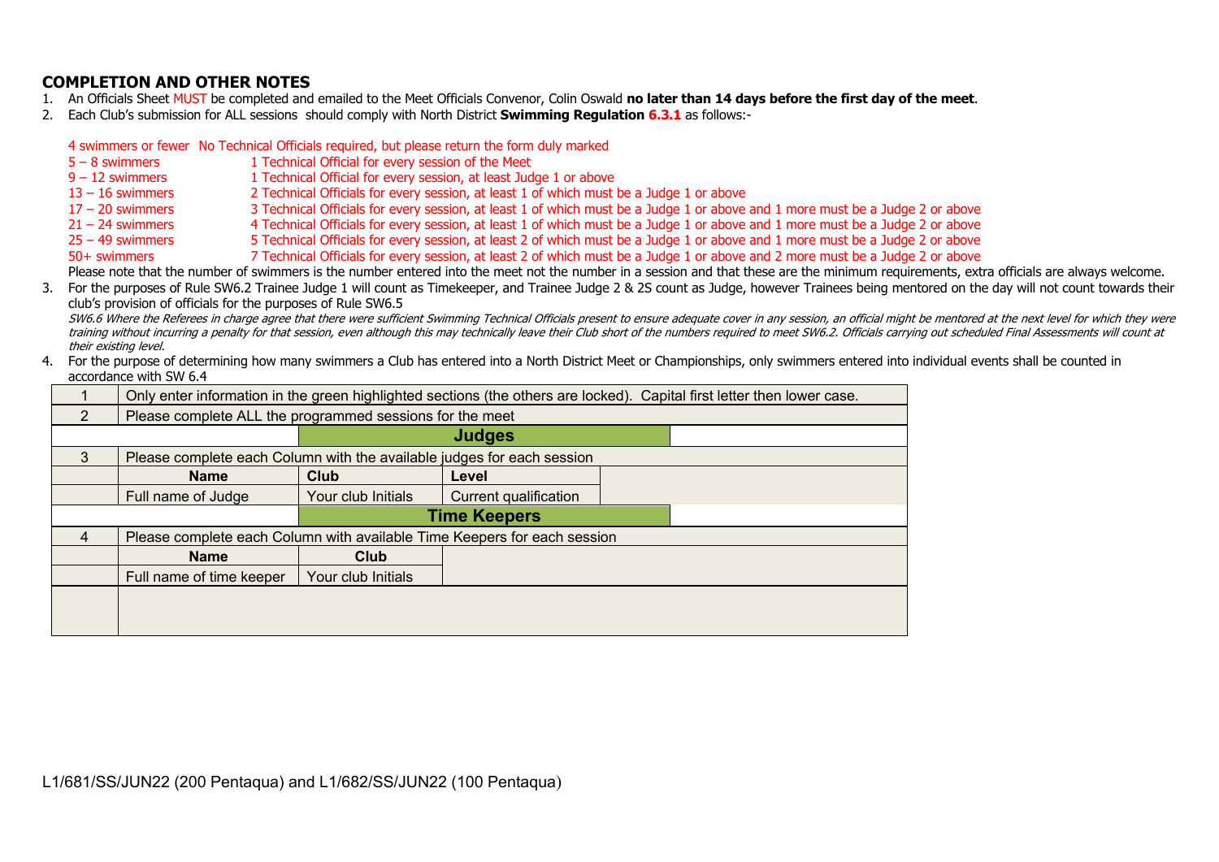## COMPLETION AND OTHER NOTES

1. An Officials Sheet MUST be completed and emailed to the Meet Officials Convenor, Colin Oswald **no later than 14 days before the first day of the meet**.
2. Each Club's submission for ALL sessions should comply with North District **Swimming Regulation 6.3.1** as follows:-

| | |
|---|---|
| 4 swimmers or fewer | No Technical Officials required, but please return the form duly marked |
| 5 – 8 swimmers | 1 Technical Official for every session of the Meet |
| 9 – 12 swimmers | 1 Technical Official for every session, at least Judge 1 or above |
| 13 – 16 swimmers | 2 Technical Officials for every session, at least 1 of which must be a Judge 1 or above |
| 17 – 20 swimmers | 3 Technical Officials for every session, at least 1 of which must be a Judge 1 or above and 1 more must be a Judge 2 or above |
| 21 – 24 swimmers | 4 Technical Officials for every session, at least 1 of which must be a Judge 1 or above and 1 more must be a Judge 2 or above |
| 25 – 49 swimmers | 5 Technical Officials for every session, at least 2 of which must be a Judge 1 or above and 1 more must be a Judge 2 or above |
| 50+ swimmers | 7 Technical Officials for every session, at least 2 of which must be a Judge 1 or above and 2 more must be a Judge 2 or above |

Please note that the number of swimmers is the number entered into the meet not the number in a session and that these are the minimum requirements, extra officials are always welcome.

3. For the purposes of Rule SW6.2 Trainee Judge 1 will count as Timekeeper, and Trainee Judge 2 & 2S count as Judge, however Trainees being mentored on the day will not count towards their club's provision of officials for the purposes of Rule SW6.5

   *SW6.6 Where the Referees in charge agree that there were sufficient Swimming Technical Officials present to ensure adequate cover in any session, an official might be mentored at the next level for which they were training without incurring a penalty for that session, even although this may technically leave their Club short of the numbers required to meet SW6.2. Officials carrying out scheduled Final Assessments will count at their existing level.*

4. For the purpose of determining how many swimmers a Club has entered into a North District Meet or Championships, only swimmers entered into individual events shall be counted in accordance with SW 6.4

| | | | |
|---|---|---|---|
| 1 | Only enter information in the green highlighted sections (the others are locked). Capital first letter then lower case. | | |
| 2 | Please complete ALL the programmed sessions for the meet | | |
| | | **Judges** | |
| 3 | Please complete each Column with the available judges for each session | | |
| | **Name** | **Club** | **Level** |
| | Full name of Judge | Your club Initials | Current qualification |
| | | **Time Keepers** | |
| 4 | Please complete each Column with available Time Keepers for each session | | |
| | **Name** | **Club** | |
| | Full name of time keeper | Your club Initials | |
| | | | |

L1/681/SS/JUN22 (200 Pentaqua) and L1/682/SS/JUN22 (100 Pentaqua)